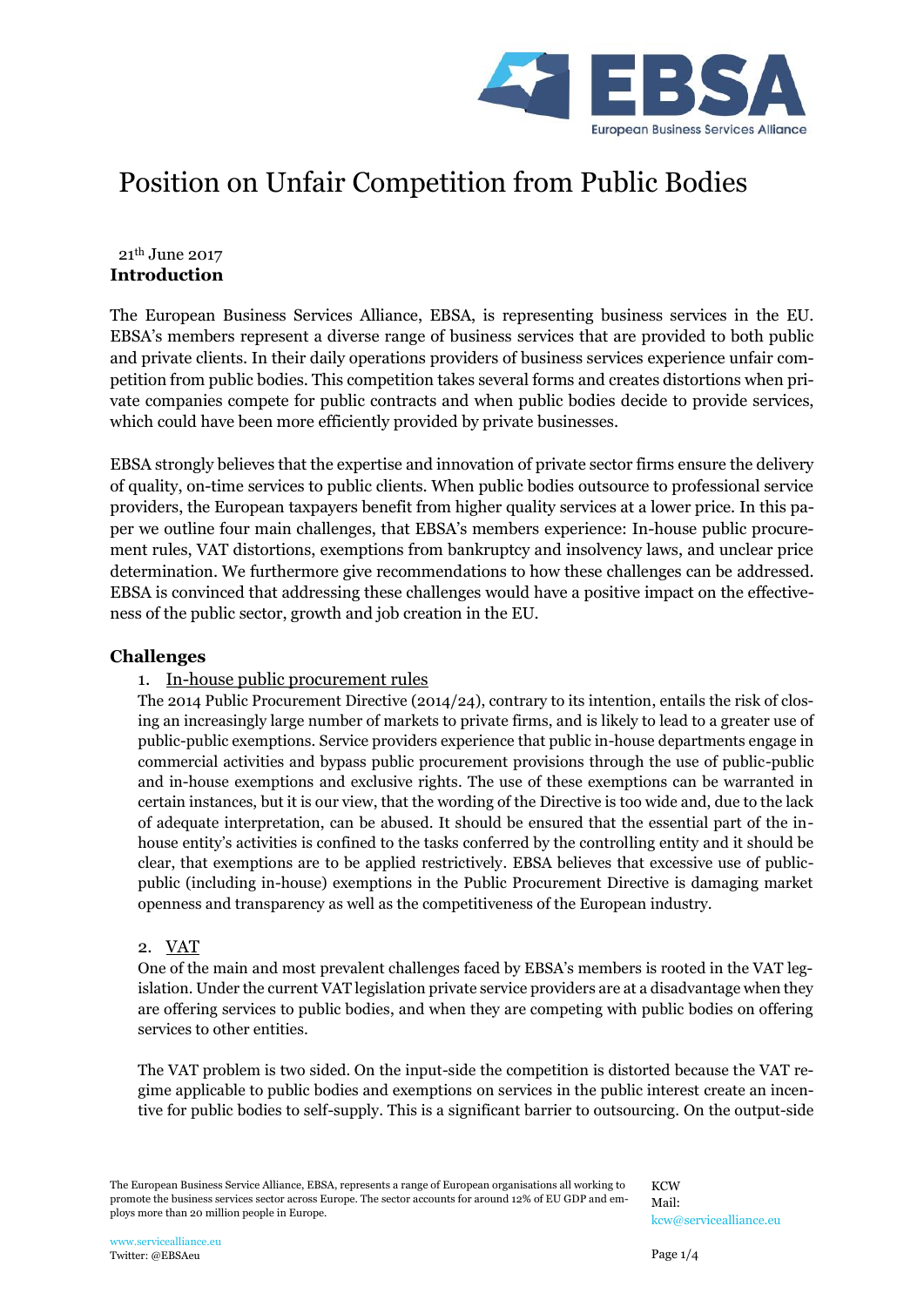# Position on Unfair Competition from Public Bodies

21th June 2017

## Introduction

The European Business Services Alliance, EBSA, is representing business services in the EU. EBSA's members represent a diverse range of business services that are provided to both public and private clients. In their daily operations providers of business services experience unfair competition from public bodies. This competition takes several forms and creates distortions when private companies compete for public contracts and when public bodies decide to provide services, which could have been more efficiently provided by private businesses.

EBSA strongly believes that the expertise and innovation of private sector firms ensure the delivery of quality, on-time services to public clients. When public bodies outsource to professional service providers, the European taxpayers benefit from higher quality services at a lower price. In this paper we outline four main challenges, that EBSA's members experience: In-house public procurement rules, VAT distortions, exemptions from bankruptcy and insolvency laws, and unclear price determination. We furthermore give recommendations to how these challenges can be addressed. EBSA is convinced that addressing these challenges would have a positive impact on the effectiveness of the public sector, growth and job creation in the EU.

## Challenges

1. <u>In-house public procurement rules</u>

The 2014 Public Procurement Directive (2014/24), contrary to its intention, entails the risk of closing an increasingly large number of markets to private firms, and is likely to lead to a greater use of public-public exemptions. Service providers experience that public in-house departments engage in commercial activities and bypass public procurement provisions through the use of public-public and in-house exemptions and exclusive rights. The use of these exemptions can be warranted in certain instances, but it is our view, that the wording of the Directive is too wide and, due to the lack of adequate interpretation, can be abused. It should be ensured that the essential part of the in-house entity's activities is confined to the tasks conferred by the controlling entity and it should be clear, that exemptions are to be applied restrictively. EBSA believes that excessive use of public-public (including in-house) exemptions in the Public Procurement Directive is damaging market openness and transparency as well as the competitiveness of the European industry.

2. <u>VAT</u>

One of the main and most prevalent challenges faced by EBSA's members is rooted in the VAT legislation. Under the current VAT legislation private service providers are at a disadvantage when they are offering services to public bodies, and when they are competing with public bodies on offering services to other entities.

The VAT problem is two sided. On the input-side the competition is distorted because the VAT regime applicable to public bodies and exemptions on services in the public interest create an incentive for public bodies to self-supply. This is a significant barrier to outsourcing. On the output-side

The European Business Service Alliance, EBSA, represents a range of European organisations all working to promote the business services sector across Europe. The sector accounts for around 12% of EU GDP and employs more than 20 million people in Europe.

KCW
Mail: kcw@servicealliance.eu

www.servicealliance.eu
Twitter: @EBSAeu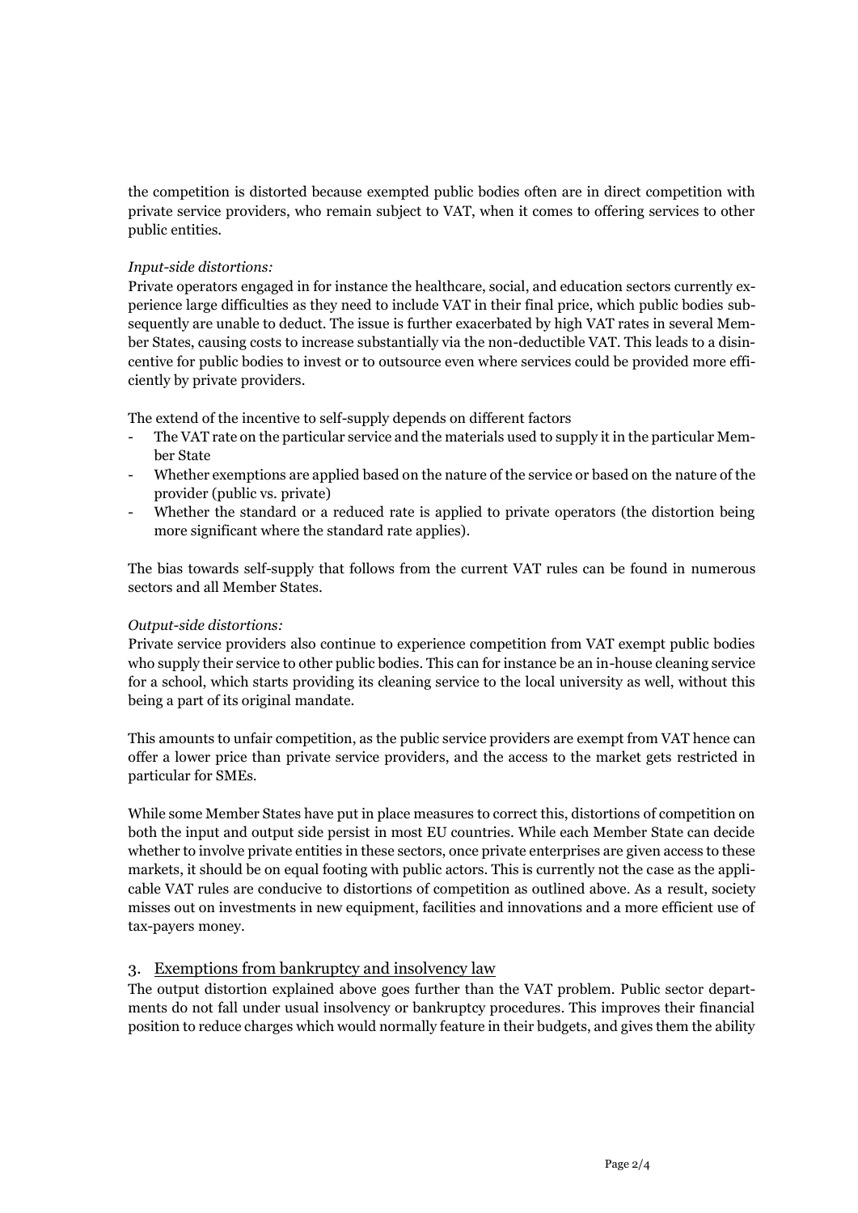the competition is distorted because exempted public bodies often are in direct competition with private service providers, who remain subject to VAT, when it comes to offering services to other public entities.

*Input-side distortions:*

Private operators engaged in for instance the healthcare, social, and education sectors currently experience large difficulties as they need to include VAT in their final price, which public bodies subsequently are unable to deduct. The issue is further exacerbated by high VAT rates in several Member States, causing costs to increase substantially via the non-deductible VAT. This leads to a disincentive for public bodies to invest or to outsource even where services could be provided more efficiently by private providers.

The extend of the incentive to self-supply depends on different factors

- The VAT rate on the particular service and the materials used to supply it in the particular Member State
- Whether exemptions are applied based on the nature of the service or based on the nature of the provider (public vs. private)
- Whether the standard or a reduced rate is applied to private operators (the distortion being more significant where the standard rate applies).

The bias towards self-supply that follows from the current VAT rules can be found in numerous sectors and all Member States.

*Output-side distortions:*

Private service providers also continue to experience competition from VAT exempt public bodies who supply their service to other public bodies. This can for instance be an in-house cleaning service for a school, which starts providing its cleaning service to the local university as well, without this being a part of its original mandate.

This amounts to unfair competition, as the public service providers are exempt from VAT hence can offer a lower price than private service providers, and the access to the market gets restricted in particular for SMEs.

While some Member States have put in place measures to correct this, distortions of competition on both the input and output side persist in most EU countries. While each Member State can decide whether to involve private entities in these sectors, once private enterprises are given access to these markets, it should be on equal footing with public actors. This is currently not the case as the applicable VAT rules are conducive to distortions of competition as outlined above. As a result, society misses out on investments in new equipment, facilities and innovations and a more efficient use of tax-payers money.

## 3. Exemptions from bankruptcy and insolvency law

The output distortion explained above goes further than the VAT problem. Public sector departments do not fall under usual insolvency or bankruptcy procedures. This improves their financial position to reduce charges which would normally feature in their budgets, and gives them the ability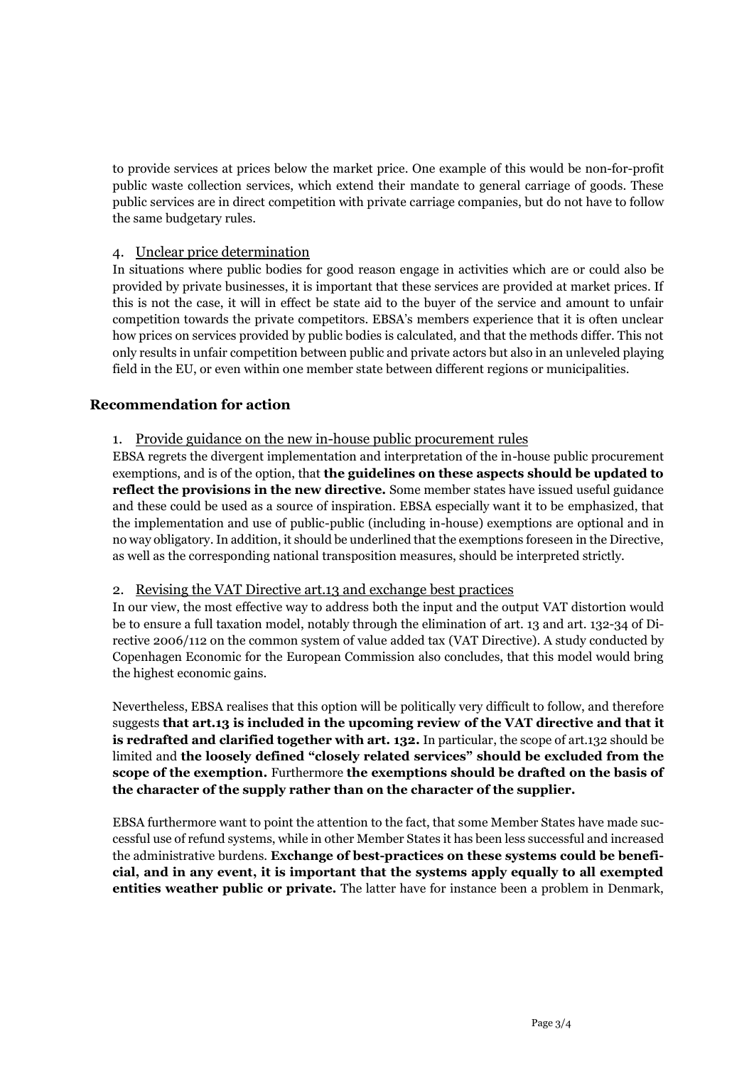to provide services at prices below the market price. One example of this would be non-for-profit public waste collection services, which extend their mandate to general carriage of goods. These public services are in direct competition with private carriage companies, but do not have to follow the same budgetary rules.

4. Unclear price determination

In situations where public bodies for good reason engage in activities which are or could also be provided by private businesses, it is important that these services are provided at market prices. If this is not the case, it will in effect be state aid to the buyer of the service and amount to unfair competition towards the private competitors. EBSA's members experience that it is often unclear how prices on services provided by public bodies is calculated, and that the methods differ. This not only results in unfair competition between public and private actors but also in an unleveled playing field in the EU, or even within one member state between different regions or municipalities.

## Recommendation for action

1. Provide guidance on the new in-house public procurement rules

EBSA regrets the divergent implementation and interpretation of the in-house public procurement exemptions, and is of the option, that **the guidelines on these aspects should be updated to reflect the provisions in the new directive.** Some member states have issued useful guidance and these could be used as a source of inspiration. EBSA especially want it to be emphasized, that the implementation and use of public-public (including in-house) exemptions are optional and in no way obligatory. In addition, it should be underlined that the exemptions foreseen in the Directive, as well as the corresponding national transposition measures, should be interpreted strictly.

2. Revising the VAT Directive art.13 and exchange best practices

In our view, the most effective way to address both the input and the output VAT distortion would be to ensure a full taxation model, notably through the elimination of art. 13 and art. 132-34 of Directive 2006/112 on the common system of value added tax (VAT Directive). A study conducted by Copenhagen Economic for the European Commission also concludes, that this model would bring the highest economic gains.

Nevertheless, EBSA realises that this option will be politically very difficult to follow, and therefore suggests **that art.13 is included in the upcoming review of the VAT directive and that it is redrafted and clarified together with art. 132.** In particular, the scope of art.132 should be limited and **the loosely defined "closely related services" should be excluded from the scope of the exemption.** Furthermore **the exemptions should be drafted on the basis of the character of the supply rather than on the character of the supplier.**

EBSA furthermore want to point the attention to the fact, that some Member States have made successful use of refund systems, while in other Member States it has been less successful and increased the administrative burdens. **Exchange of best-practices on these systems could be beneficial, and in any event, it is important that the systems apply equally to all exempted entities weather public or private.** The latter have for instance been a problem in Denmark,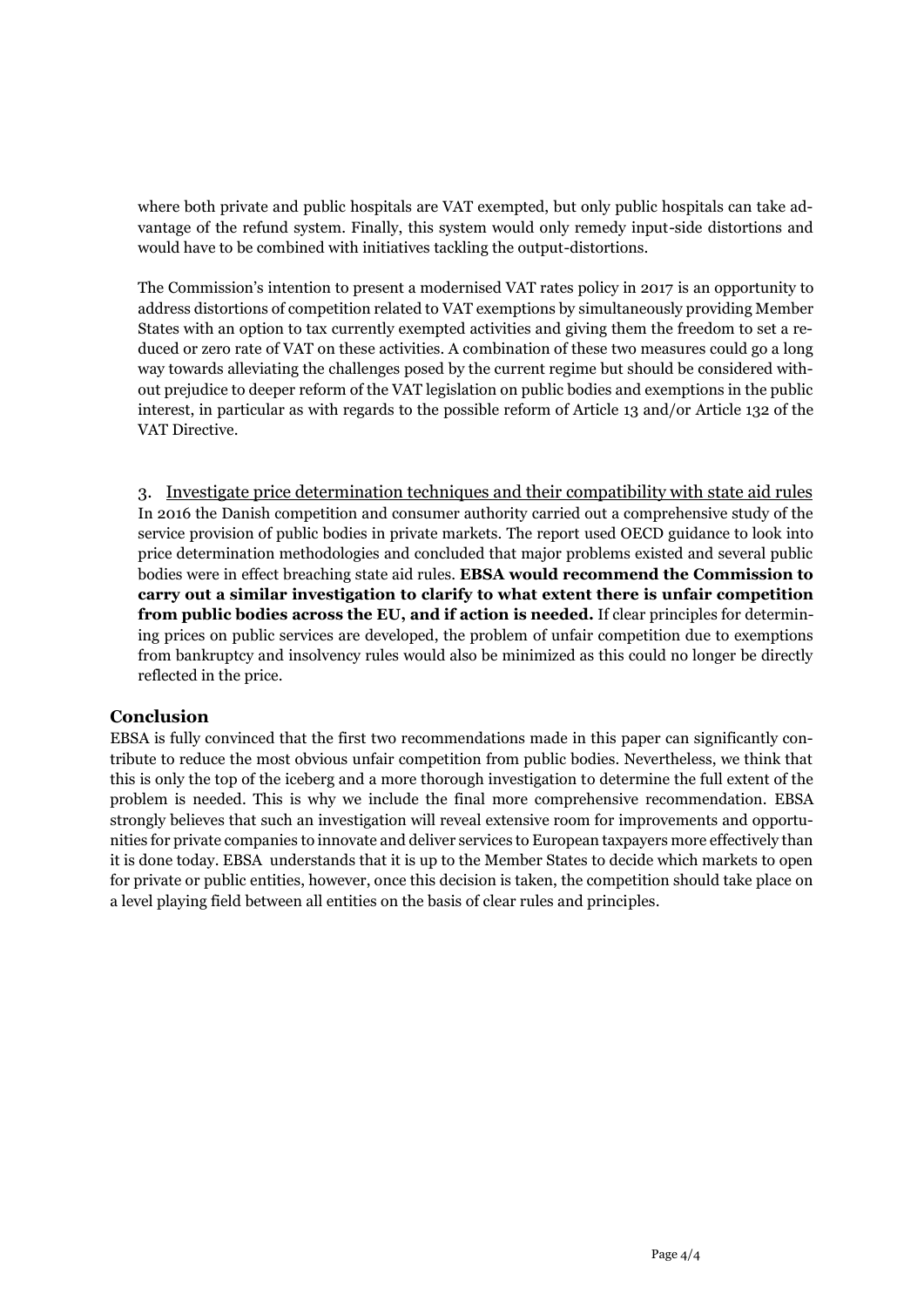where both private and public hospitals are VAT exempted, but only public hospitals can take advantage of the refund system. Finally, this system would only remedy input-side distortions and would have to be combined with initiatives tackling the output-distortions.

The Commission's intention to present a modernised VAT rates policy in 2017 is an opportunity to address distortions of competition related to VAT exemptions by simultaneously providing Member States with an option to tax currently exempted activities and giving them the freedom to set a reduced or zero rate of VAT on these activities. A combination of these two measures could go a long way towards alleviating the challenges posed by the current regime but should be considered without prejudice to deeper reform of the VAT legislation on public bodies and exemptions in the public interest, in particular as with regards to the possible reform of Article 13 and/or Article 132 of the VAT Directive.

3. <u>Investigate price determination techniques and their compatibility with state aid rules</u>

In 2016 the Danish competition and consumer authority carried out a comprehensive study of the service provision of public bodies in private markets. The report used OECD guidance to look into price determination methodologies and concluded that major problems existed and several public bodies were in effect breaching state aid rules. **EBSA would recommend the Commission to carry out a similar investigation to clarify to what extent there is unfair competition from public bodies across the EU, and if action is needed.** If clear principles for determining prices on public services are developed, the problem of unfair competition due to exemptions from bankruptcy and insolvency rules would also be minimized as this could no longer be directly reflected in the price.

## Conclusion

EBSA is fully convinced that the first two recommendations made in this paper can significantly contribute to reduce the most obvious unfair competition from public bodies. Nevertheless, we think that this is only the top of the iceberg and a more thorough investigation to determine the full extent of the problem is needed. This is why we include the final more comprehensive recommendation. EBSA strongly believes that such an investigation will reveal extensive room for improvements and opportunities for private companies to innovate and deliver services to European taxpayers more effectively than it is done today. EBSA understands that it is up to the Member States to decide which markets to open for private or public entities, however, once this decision is taken, the competition should take place on a level playing field between all entities on the basis of clear rules and principles.